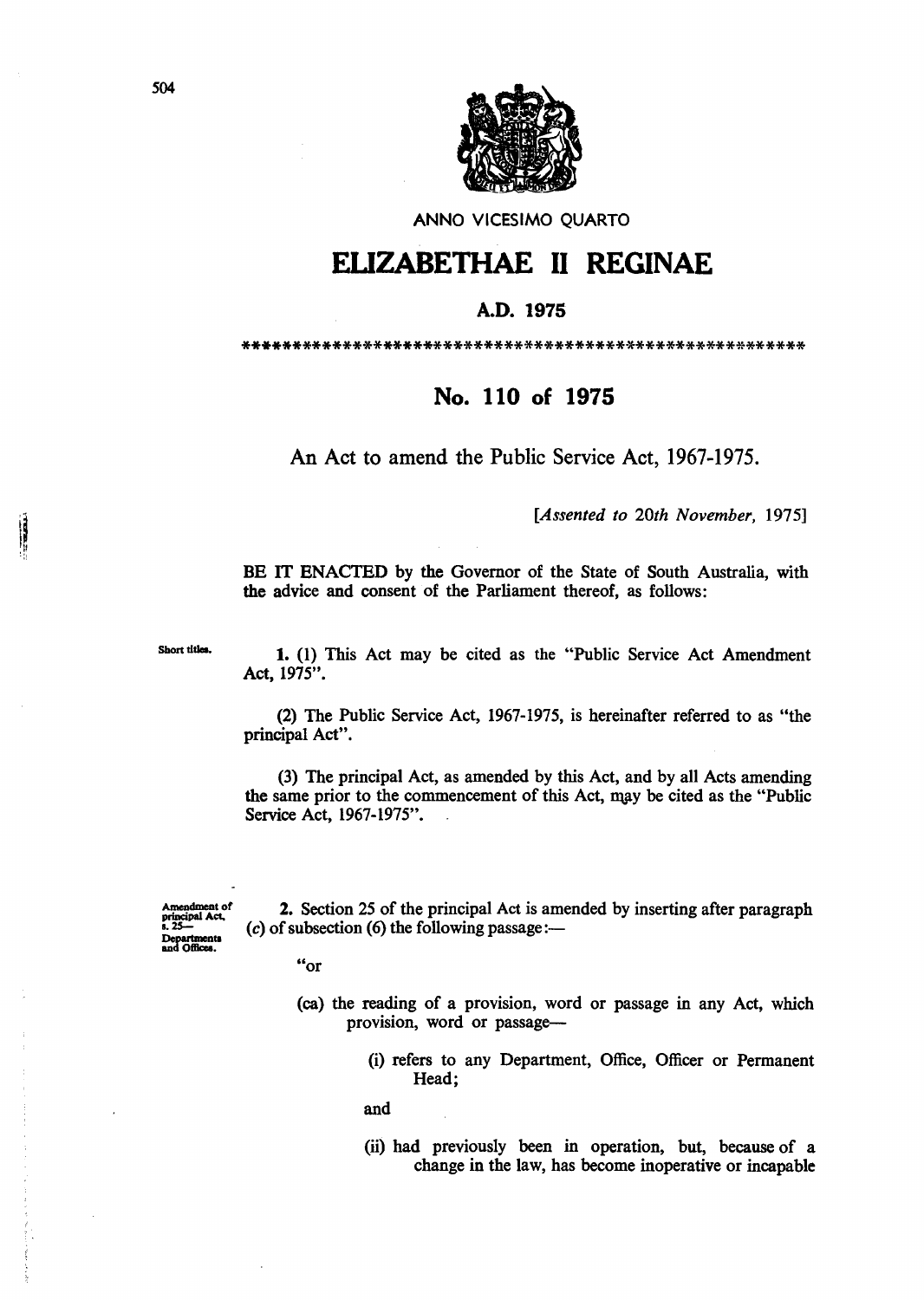ANNO VICESIMO QUARTO

# ELIZABETHAE II REGINAE

## A.D. 1975

\*\*\*\*\*\*\*\*\*\*\*\*\*\*\*\*\*\*\*\*\*\*\*\*\*\*\*\*\*\*\*\*\*\*\*\*\*\*\*\*\*\*\*\*\*\*\*\*\*\*\*\*\*\*\*\*

## No. 110 of 1975

An Act to amend the Public Service Act, 1967-1975.

[*Assented to 20th November, 1975*]

BE IT ENACTED by the Governor of the State of South Australia, with the advice and consent of the Parliament thereof, as follows:

Short titles.

**1.** (1) This Act may be cited as the "Public Service Act Amendment Act, 1975".

(2) The Public Service Act, 1967-1975, is hereinafter referred to as "the principal Act".

(3) The principal Act, as amended by this Act, and by all Acts amending the same prior to the commencement of this Act, may be cited as the "Public Service Act, 1967-1975".

Amendment of principal Act, s. 25—Departments and Offices.

**2.** Section 25 of the principal Act is amended by inserting after paragraph (*c*) of subsection (6) the following passage:—

"or

(ca) the reading of a provision, word or passage in any Act, which provision, word or passage—

(i) refers to any Department, Office, Officer or Permanent Head;

and

(ii) had previously been in operation, but, because of a change in the law, has become inoperative or incapable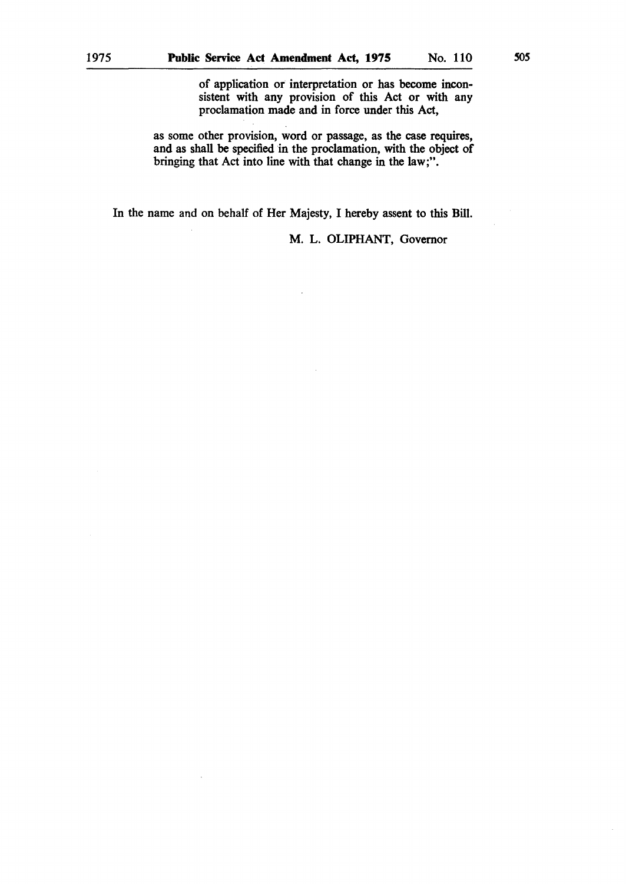of application or interpretation or has become inconsistent with any provision of this Act or with any proclamation made and in force under this Act,

as some other provision, word or passage, as the case requires, and as shall be specified in the proclamation, with the object of bringing that Act into line with that change in the law;".

In the name and on behalf of Her Majesty, I hereby assent to this Bill.

M. L. OLIPHANT, Governor